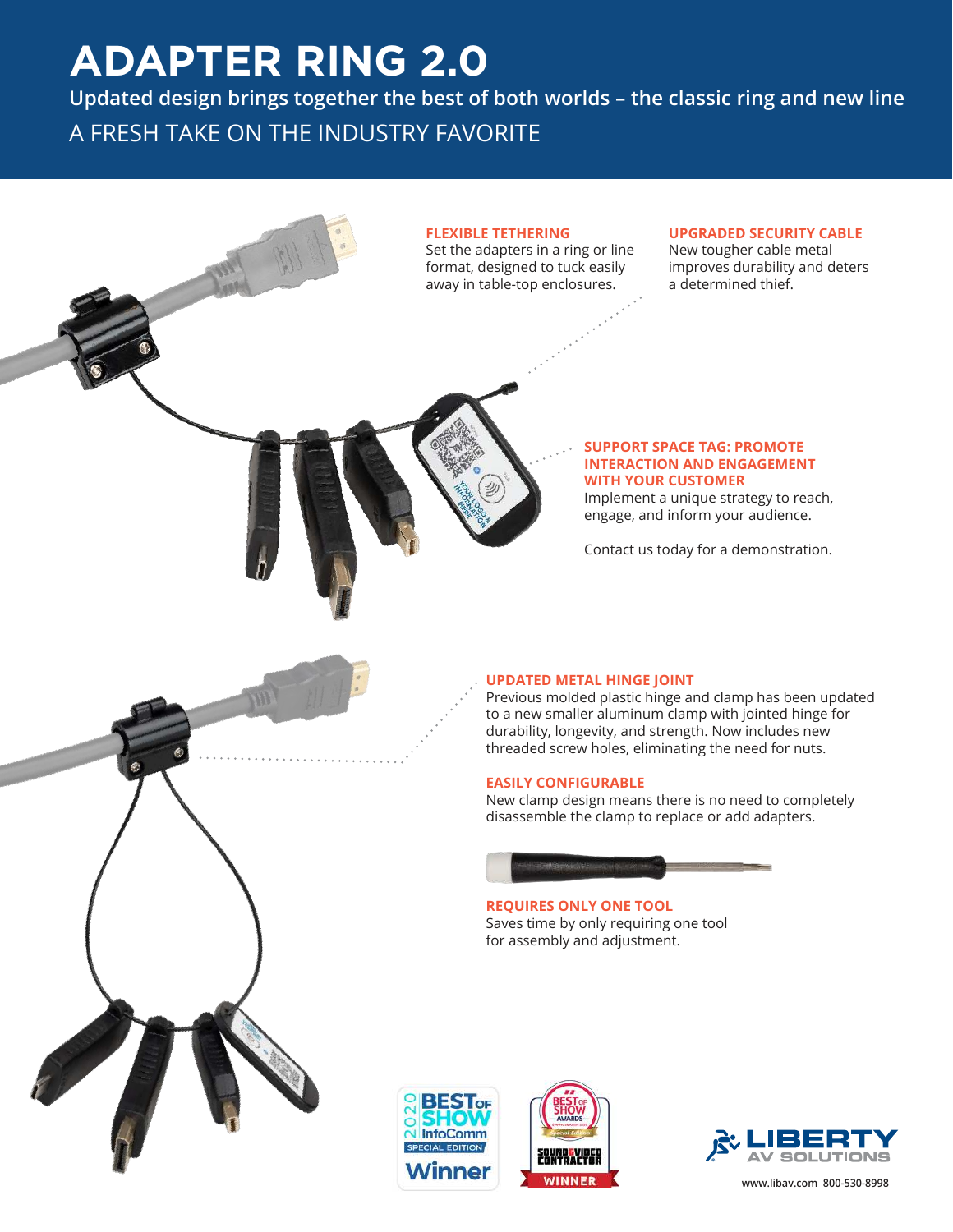# ADAPTER RING 2.0

**Updated design brings together the best of both worlds – the classic ring and new line**

A FRESH TAKE ON THE INDUSTRY FAVORITE

### FLEXIBLE TETHERING

Set the adapters in a ring or line format, designed to tuck easily away in table-top enclosures.

### UPGRADED SECURITY CABLE

New tougher cable metal improves durability and deters a determined thief.

### SUPPORT SPACE TAG: PROMOTE INTERACTION AND ENGAGEMENT WITH YOUR CUSTOMER

Implement a unique strategy to reach, engage, and inform your audience.

Contact us today for a demonstration.

### UPDATED METAL HINGE JOINT

Previous molded plastic hinge and clamp has been updated to a new smaller aluminum clamp with jointed hinge for durability, longevity, and strength. Now includes new threaded screw holes, eliminating the need for nuts.

### EASILY CONFIGURABLE

New clamp design means there is no need to completely disassemble the clamp to replace or add adapters.

### REQUIRES ONLY ONE TOOL

Saves time by only requiring one tool for assembly and adjustment.

2020 BEST OF SHOW InfoComm SPECIAL EDITION Winner

BEST OF SHOW AWARDS Special Edition SOUND & VIDEO CONTRACTOR WINNER

LIBERTY AV SOLUTIONS

www.libav.com 800-530-8998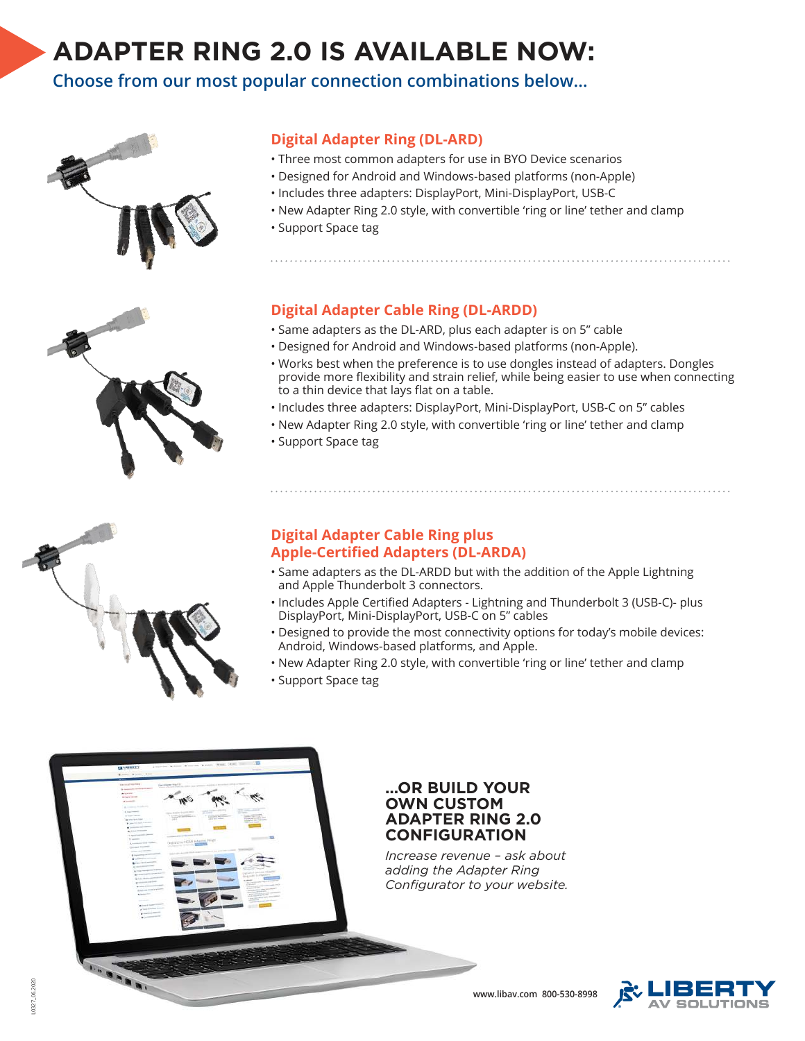# ADAPTER RING 2.0 IS AVAILABLE NOW:

## Choose from our most popular connection combinations below...

### Digital Adapter Ring (DL-ARD)

- Three most common adapters for use in BYO Device scenarios
- Designed for Android and Windows-based platforms (non-Apple)
- Includes three adapters: DisplayPort, Mini-DisplayPort, USB-C
- New Adapter Ring 2.0 style, with convertible 'ring or line' tether and clamp
- Support Space tag

### Digital Adapter Cable Ring (DL-ARDD)

- Same adapters as the DL-ARD, plus each adapter is on 5" cable
- Designed for Android and Windows-based platforms (non-Apple).
- Works best when the preference is to use dongles instead of adapters. Dongles provide more flexibility and strain relief, while being easier to use when connecting to a thin device that lays flat on a table.
- Includes three adapters: DisplayPort, Mini-DisplayPort, USB-C on 5" cables
- New Adapter Ring 2.0 style, with convertible 'ring or line' tether and clamp
- Support Space tag

### Digital Adapter Cable Ring plus Apple-Certified Adapters (DL-ARDA)

- Same adapters as the DL-ARDD but with the addition of the Apple Lightning and Apple Thunderbolt 3 connectors.
- Includes Apple Certified Adapters - Lightning and Thunderbolt 3 (USB-C)- plus DisplayPort, Mini-DisplayPort, USB-C on 5" cables
- Designed to provide the most connectivity options for today's mobile devices: Android, Windows-based platforms, and Apple.
- New Adapter Ring 2.0 style, with convertible 'ring or line' tether and clamp
- Support Space tag

### ...OR BUILD YOUR OWN CUSTOM ADAPTER RING 2.0 CONFIGURATION

*Increase revenue – ask about adding the Adapter Ring Configurator to your website.*

www.libav.com 800-530-8998

LIBERTY AV SOLUTIONS

L0327_06.2020